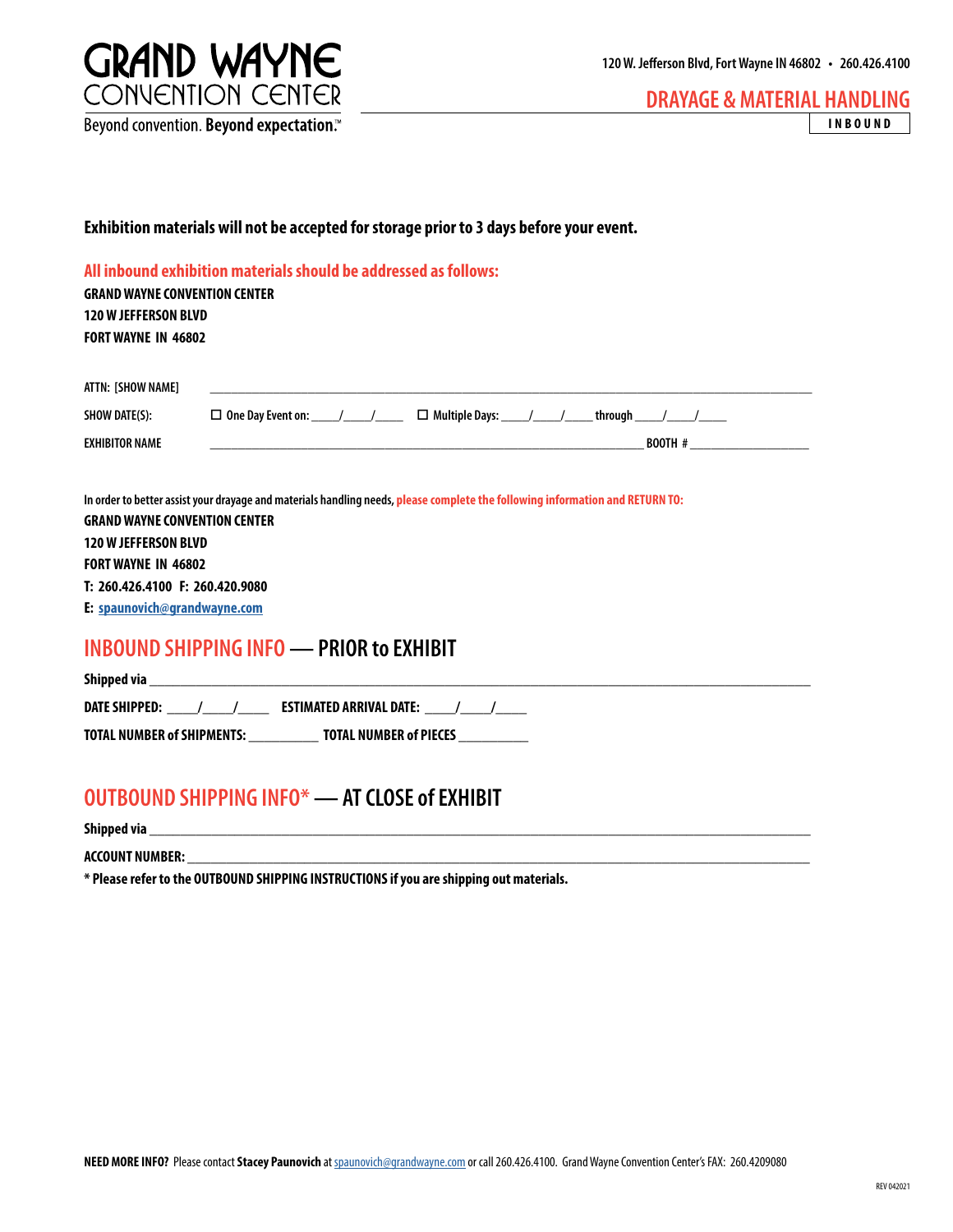# GRAND WAYNE CONVENTION CENTER

Beyond convention. **Beyond expectation.**™

120 W. Jefferson Blvd, Fort Wayne IN 46802 • 260.426.4100

## DRAYAGE & MATERIAL HANDLING

**INBOUND**

**Exhibition materials will not be accepted for storage prior to 3 days before your event.**

**All inbound exhibition materials should be addressed as follows:**

**GRAND WAYNE CONVENTION CENTER**
**120 W JEFFERSON BLVD**
**FORT WAYNE IN 46802**

ATTN: [SHOW NAME] ______________________________________________

SHOW DATE(S): ☐ One Day Event on: ____/____/____ ☐ Multiple Days: ____/____/____ through ____/____/____

EXHIBITOR NAME ______________________________________________ BOOTH # ____________

In order to better assist your drayage and materials handling needs, **please complete the following information and RETURN TO:**

**GRAND WAYNE CONVENTION CENTER**
**120 W JEFFERSON BLVD**
**FORT WAYNE IN 46802**
**T: 260.426.4100 F: 260.420.9080**
**E: spaunovich@grandwayne.com**

## INBOUND SHIPPING INFO — PRIOR to EXHIBIT

**Shipped via** ______________________________________________

**DATE SHIPPED:** ____/____/____ **ESTIMATED ARRIVAL DATE:** ____/____/____

**TOTAL NUMBER of SHIPMENTS:** __________ **TOTAL NUMBER of PIECES** __________

## OUTBOUND SHIPPING INFO* — AT CLOSE of EXHIBIT

**Shipped via** ______________________________________________

**ACCOUNT NUMBER:** ______________________________________________

**\* Please refer to the OUTBOUND SHIPPING INSTRUCTIONS if you are shipping out materials.**

**NEED MORE INFO?** Please contact **Stacey Paunovich** at spaunovich@grandwayne.com or call 260.426.4100. Grand Wayne Convention Center's FAX: 260.4209080

REV 042021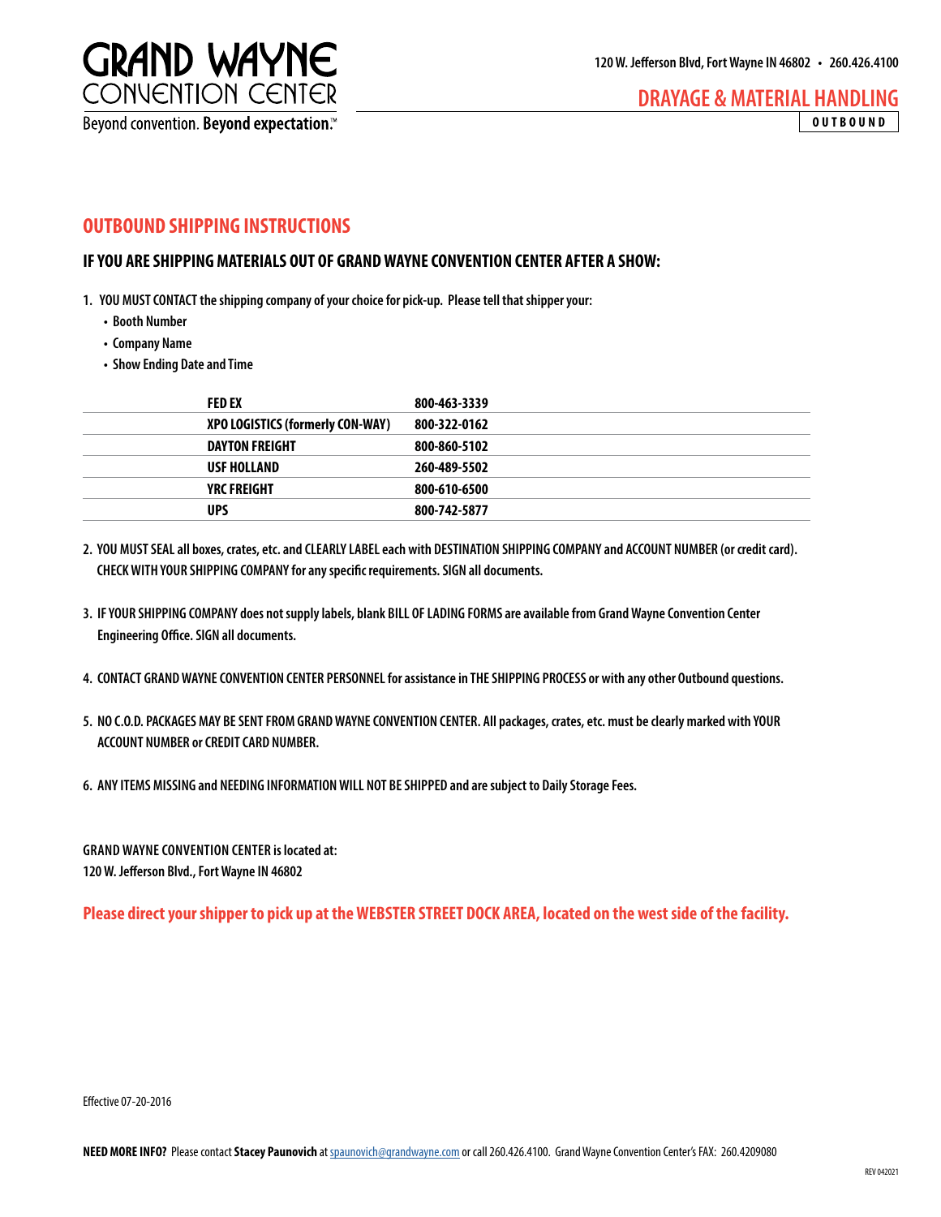GRAND WAYNE CONVENTION CENTER

Beyond convention. **Beyond expectation.**™

120 W. Jefferson Blvd, Fort Wayne IN 46802 • 260.426.4100

## DRAYAGE & MATERIAL HANDLING

**OUTBOUND**

## OUTBOUND SHIPPING INSTRUCTIONS

### IF YOU ARE SHIPPING MATERIALS OUT OF GRAND WAYNE CONVENTION CENTER AFTER A SHOW:

1. **YOU MUST CONTACT the shipping company of your choice for pick-up. Please tell that shipper your:**
   - **Booth Number**
   - **Company Name**
   - **Show Ending Date and Time**

| | |
|---|---|
| **FED EX** | **800-463-3339** |
| **XPO LOGISTICS (formerly CON-WAY)** | **800-322-0162** |
| **DAYTON FREIGHT** | **800-860-5102** |
| **USF HOLLAND** | **260-489-5502** |
| **YRC FREIGHT** | **800-610-6500** |
| **UPS** | **800-742-5877** |

2. **YOU MUST SEAL all boxes, crates, etc. and CLEARLY LABEL each with DESTINATION SHIPPING COMPANY and ACCOUNT NUMBER (or credit card). CHECK WITH YOUR SHIPPING COMPANY for any specific requirements. SIGN all documents.**

3. **IF YOUR SHIPPING COMPANY does not supply labels, blank BILL OF LADING FORMS are available from Grand Wayne Convention Center Engineering Office. SIGN all documents.**

4. **CONTACT GRAND WAYNE CONVENTION CENTER PERSONNEL for assistance in THE SHIPPING PROCESS or with any other Outbound questions.**

5. **NO C.O.D. PACKAGES MAY BE SENT FROM GRAND WAYNE CONVENTION CENTER. All packages, crates, etc. must be clearly marked with YOUR ACCOUNT NUMBER or CREDIT CARD NUMBER.**

6. **ANY ITEMS MISSING and NEEDING INFORMATION WILL NOT BE SHIPPED and are subject to Daily Storage Fees.**

**GRAND WAYNE CONVENTION CENTER is located at:**
**120 W. Jefferson Blvd., Fort Wayne IN 46802**

**Please direct your shipper to pick up at the WEBSTER STREET DOCK AREA, located on the west side of the facility.**

Effective 07-20-2016

**NEED MORE INFO?** Please contact **Stacey Paunovich** at spaunovich@grandwayne.com or call 260.426.4100. Grand Wayne Convention Center's FAX: 260.4209080

REV 042021